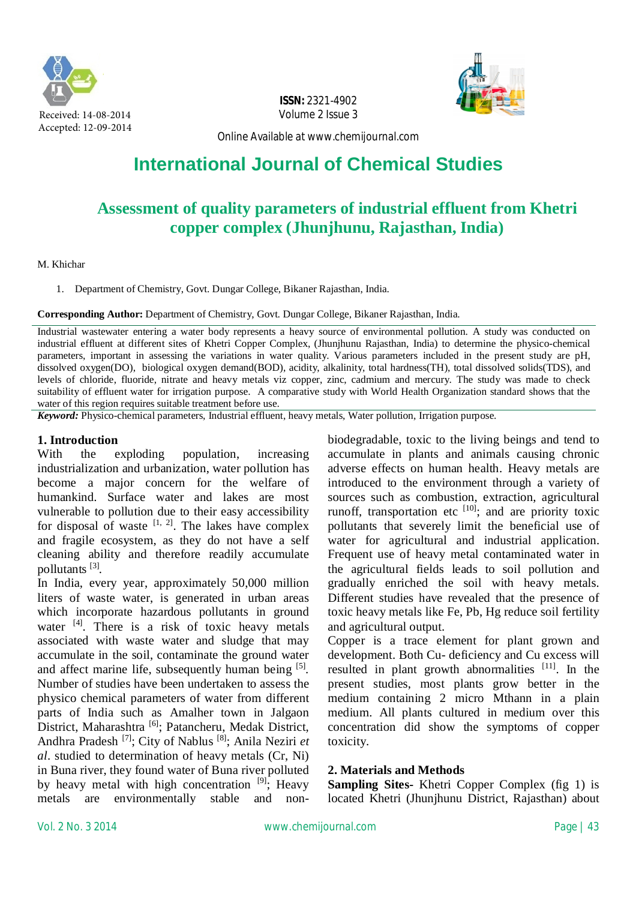Received: 14-08-2014
Accepted: 12-09-2014

**ISSN:** 2321-4902
Volume 2 Issue 3

Online Available at www.chemijournal.com

# International Journal of Chemical Studies

## Assessment of quality parameters of industrial effluent from Khetri copper complex (Jhunjhunu, Rajasthan, India)

M. Khichar

1. Department of Chemistry, Govt. Dungar College, Bikaner Rajasthan, India.

**Corresponding Author:** Department of Chemistry, Govt. Dungar College, Bikaner Rajasthan, India.

Industrial wastewater entering a water body represents a heavy source of environmental pollution. A study was conducted on industrial effluent at different sites of Khetri Copper Complex, (Jhunjhunu Rajasthan, India) to determine the physico-chemical parameters, important in assessing the variations in water quality. Various parameters included in the present study are pH, dissolved oxygen(DO), biological oxygen demand(BOD), acidity, alkalinity, total hardness(TH), total dissolved solids(TDS), and levels of chloride, fluoride, nitrate and heavy metals viz copper, zinc, cadmium and mercury. The study was made to check suitability of effluent water for irrigation purpose. A comparative study with World Health Organization standard shows that the water of this region requires suitable treatment before use.

***Keyword:*** Physico-chemical parameters, Industrial effluent, heavy metals, Water pollution, Irrigation purpose.

### 1. Introduction

With the exploding population, increasing industrialization and urbanization, water pollution has become a major concern for the welfare of humankind. Surface water and lakes are most vulnerable to pollution due to their easy accessibility for disposal of waste [1, 2]. The lakes have complex and fragile ecosystem, as they do not have a self cleaning ability and therefore readily accumulate pollutants [3].

In India, every year, approximately 50,000 million liters of waste water, is generated in urban areas which incorporate hazardous pollutants in ground water [4]. There is a risk of toxic heavy metals associated with waste water and sludge that may accumulate in the soil, contaminate the ground water and affect marine life, subsequently human being [5]. Number of studies have been undertaken to assess the physico chemical parameters of water from different parts of India such as Amalher town in Jalgaon District, Maharashtra [6]; Patancheru, Medak District, Andhra Pradesh [7]; City of Nablus [8]; Anila Neziri *et al*. studied to determination of heavy metals (Cr, Ni) in Buna river, they found water of Buna river polluted by heavy metal with high concentration [9]; Heavy metals are environmentally stable and non-biodegradable, toxic to the living beings and tend to accumulate in plants and animals causing chronic adverse effects on human health. Heavy metals are introduced to the environment through a variety of sources such as combustion, extraction, agricultural runoff, transportation etc [10]; and are priority toxic pollutants that severely limit the beneficial use of water for agricultural and industrial application. Frequent use of heavy metal contaminated water in the agricultural fields leads to soil pollution and gradually enriched the soil with heavy metals. Different studies have revealed that the presence of toxic heavy metals like Fe, Pb, Hg reduce soil fertility and agricultural output.

Copper is a trace element for plant grown and development. Both Cu- deficiency and Cu excess will resulted in plant growth abnormalities [11]. In the present studies, most plants grow better in the medium containing 2 micro Mthann in a plain medium. All plants cultured in medium over this concentration did show the symptoms of copper toxicity.

### 2. Materials and Methods

**Sampling Sites-** Khetri Copper Complex (fig 1) is located Khetri (Jhunjhunu District, Rajasthan) about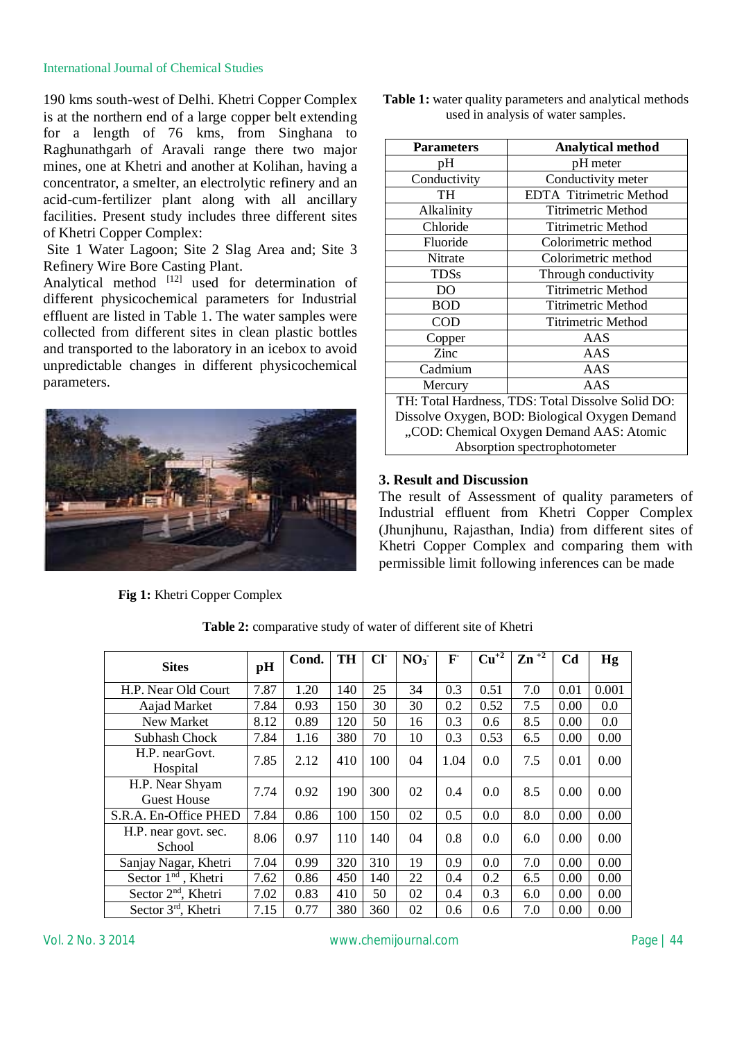190 kms south-west of Delhi. Khetri Copper Complex is at the northern end of a large copper belt extending for a length of 76 kms, from Singhana to Raghunathgarh of Aravali range there two major mines, one at Khetri and another at Kolihan, having a concentrator, a smelter, an electrolytic refinery and an acid-cum-fertilizer plant along with all ancillary facilities. Present study includes three different sites of Khetri Copper Complex:

Site 1 Water Lagoon; Site 2 Slag Area and; Site 3 Refinery Wire Bore Casting Plant.

Analytical method [12] used for determination of different physicochemical parameters for Industrial effluent are listed in Table 1. The water samples were collected from different sites in clean plastic bottles and transported to the laboratory in an icebox to avoid unpredictable changes in different physicochemical parameters.

**Fig 1:** Khetri Copper Complex

**Table 1:** water quality parameters and analytical methods used in analysis of water samples.

| Parameters | Analytical method |
|---|---|
| pH | pH meter |
| Conductivity | Conductivity meter |
| TH | EDTA Titrimetric Method |
| Alkalinity | Titrimetric Method |
| Chloride | Titrimetric Method |
| Fluoride | Colorimetric method |
| Nitrate | Colorimetric method |
| TDSs | Through conductivity |
| DO | Titrimetric Method |
| BOD | Titrimetric Method |
| COD | Titrimetric Method |
| Copper | AAS |
| Zinc | AAS |
| Cadmium | AAS |
| Mercury | AAS |

TH: Total Hardness, TDS: Total Dissolve Solid DO: Dissolve Oxygen, BOD: Biological Oxygen Demand „COD: Chemical Oxygen Demand AAS: Atomic Absorption spectrophotometer

## 3. Result and Discussion

The result of Assessment of quality parameters of Industrial effluent from Khetri Copper Complex (Jhunjhunu, Rajasthan, India) from different sites of Khetri Copper Complex and comparing them with permissible limit following inferences can be made

**Table 2:** comparative study of water of different site of Khetri

| Sites | pH | Cond. | TH | $Cl^-$ | $NO_3^-$ | $F^-$ | $Cu^{+2}$ | $Zn^{+2}$ | Cd | Hg |
|---|---|---|---|---|---|---|---|---|---|---|
| H.P. Near Old Court | 7.87 | 1.20 | 140 | 25 | 34 | 0.3 | 0.51 | 7.0 | 0.01 | 0.001 |
| Aajad Market | 7.84 | 0.93 | 150 | 30 | 30 | 0.2 | 0.52 | 7.5 | 0.00 | 0.0 |
| New Market | 8.12 | 0.89 | 120 | 50 | 16 | 0.3 | 0.6 | 8.5 | 0.00 | 0.0 |
| Subhash Chock | 7.84 | 1.16 | 380 | 70 | 10 | 0.3 | 0.53 | 6.5 | 0.00 | 0.00 |
| H.P. nearGovt. Hospital | 7.85 | 2.12 | 410 | 100 | 04 | 1.04 | 0.0 | 7.5 | 0.01 | 0.00 |
| H.P. Near Shyam Guest House | 7.74 | 0.92 | 190 | 300 | 02 | 0.4 | 0.0 | 8.5 | 0.00 | 0.00 |
| S.R.A. En-Office PHED | 7.84 | 0.86 | 100 | 150 | 02 | 0.5 | 0.0 | 8.0 | 0.00 | 0.00 |
| H.P. near govt. sec. School | 8.06 | 0.97 | 110 | 140 | 04 | 0.8 | 0.0 | 6.0 | 0.00 | 0.00 |
| Sanjay Nagar, Khetri | 7.04 | 0.99 | 320 | 310 | 19 | 0.9 | 0.0 | 7.0 | 0.00 | 0.00 |
| Sector 1st, Khetri | 7.62 | 0.86 | 450 | 140 | 22 | 0.4 | 0.2 | 6.5 | 0.00 | 0.00 |
| Sector 2nd, Khetri | 7.02 | 0.83 | 410 | 50 | 02 | 0.4 | 0.3 | 6.0 | 0.00 | 0.00 |
| Sector 3rd, Khetri | 7.15 | 0.77 | 380 | 360 | 02 | 0.6 | 0.6 | 7.0 | 0.00 | 0.00 |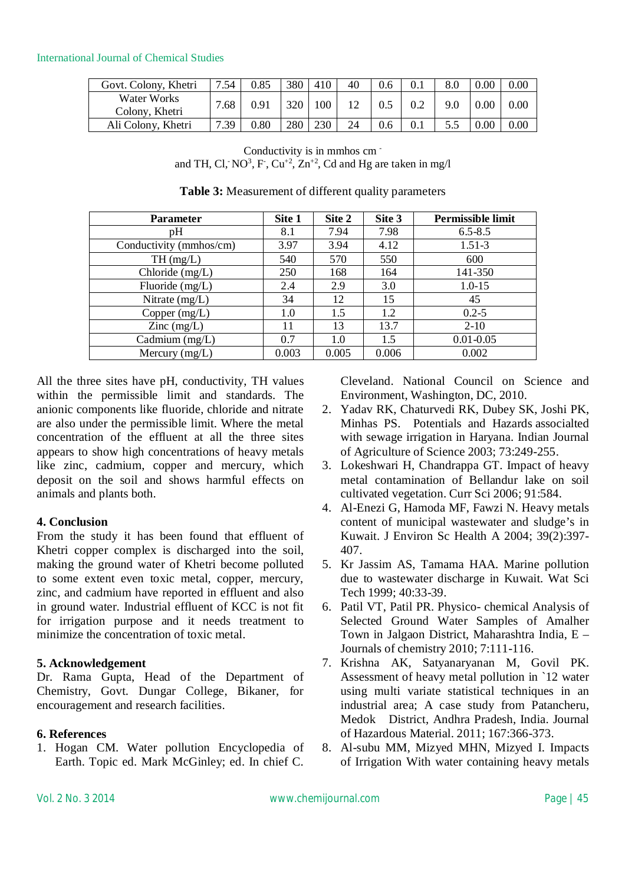| Govt. Colony, Khetri | 7.54 | 0.85 | 380 | 410 | 40 | 0.6 | 0.1 | 8.0 | 0.00 | 0.00 |
|---|---|---|---|---|---|---|---|---|---|---|
| Water Works Colony, Khetri | 7.68 | 0.91 | 320 | 100 | 12 | 0.5 | 0.2 | 9.0 | 0.00 | 0.00 |
| Ali Colony, Khetri | 7.39 | 0.80 | 280 | 230 | 24 | 0.6 | 0.1 | 5.5 | 0.00 | 0.00 |

Conductivity is in mmhos cm $^{-}$
and TH, $Cl^{-}$ $NO^{3}$, $F^{-}$, $Cu^{+2}$, $Zn^{+2}$, Cd and Hg are taken in mg/l

**Table 3:** Measurement of different quality parameters

| Parameter | Site 1 | Site 2 | Site 3 | Permissible limit |
|---|---|---|---|---|
| pH | 8.1 | 7.94 | 7.98 | 6.5-8.5 |
| Conductivity (mmhos/cm) | 3.97 | 3.94 | 4.12 | 1.51-3 |
| TH (mg/L) | 540 | 570 | 550 | 600 |
| Chloride (mg/L) | 250 | 168 | 164 | 141-350 |
| Fluoride (mg/L) | 2.4 | 2.9 | 3.0 | 1.0-15 |
| Nitrate (mg/L) | 34 | 12 | 15 | 45 |
| Copper (mg/L) | 1.0 | 1.5 | 1.2 | 0.2-5 |
| Zinc (mg/L) | 11 | 13 | 13.7 | 2-10 |
| Cadmium (mg/L) | 0.7 | 1.0 | 1.5 | 0.01-0.05 |
| Mercury (mg/L) | 0.003 | 0.005 | 0.006 | 0.002 |

All the three sites have pH, conductivity, TH values within the permissible limit and standards. The anionic components like fluoride, chloride and nitrate are also under the permissible limit. Where the metal concentration of the effluent at all the three sites appears to show high concentrations of heavy metals like zinc, cadmium, copper and mercury, which deposit on the soil and shows harmful effects on animals and plants both.

## 4. Conclusion

From the study it has been found that effluent of Khetri copper complex is discharged into the soil, making the ground water of Khetri become polluted to some extent even toxic metal, copper, mercury, zinc, and cadmium have reported in effluent and also in ground water. Industrial effluent of KCC is not fit for irrigation purpose and it needs treatment to minimize the concentration of toxic metal.

## 5. Acknowledgement

Dr. Rama Gupta, Head of the Department of Chemistry, Govt. Dungar College, Bikaner, for encouragement and research facilities.

## 6. References

1. Hogan CM. Water pollution Encyclopedia of Earth. Topic ed. Mark McGinley; ed. In chief C. Cleveland. National Council on Science and Environment, Washington, DC, 2010.
2. Yadav RK, Chaturvedi RK, Dubey SK, Joshi PK, Minhas PS. Potentials and Hazards associalted with sewage irrigation in Haryana. Indian Journal of Agriculture of Science 2003; 73:249-255.
3. Lokeshwari H, Chandrappa GT. Impact of heavy metal contamination of Bellandur lake on soil cultivated vegetation. Curr Sci 2006; 91:584.
4. Al-Enezi G, Hamoda MF, Fawzi N. Heavy metals content of municipal wastewater and sludge's in Kuwait. J Environ Sc Health A 2004; 39(2):397-407.
5. Kr Jassim AS, Tamama HAA. Marine pollution due to wastewater discharge in Kuwait. Wat Sci Tech 1999; 40:33-39.
6. Patil VT, Patil PR. Physico- chemical Analysis of Selected Ground Water Samples of Amalher Town in Jalgaon District, Maharashtra India, E – Journals of chemistry 2010; 7:111-116.
7. Krishna AK, Satyanaryanan M, Govil PK. Assessment of heavy metal pollution in `12 water using multi variate statistical techniques in an industrial area; A case study from Patancheru, Medok District, Andhra Pradesh, India. Journal of Hazardous Material. 2011; 167:366-373.
8. Al-subu MM, Mizyed MHN, Mizyed I. Impacts of Irrigation With water containing heavy metals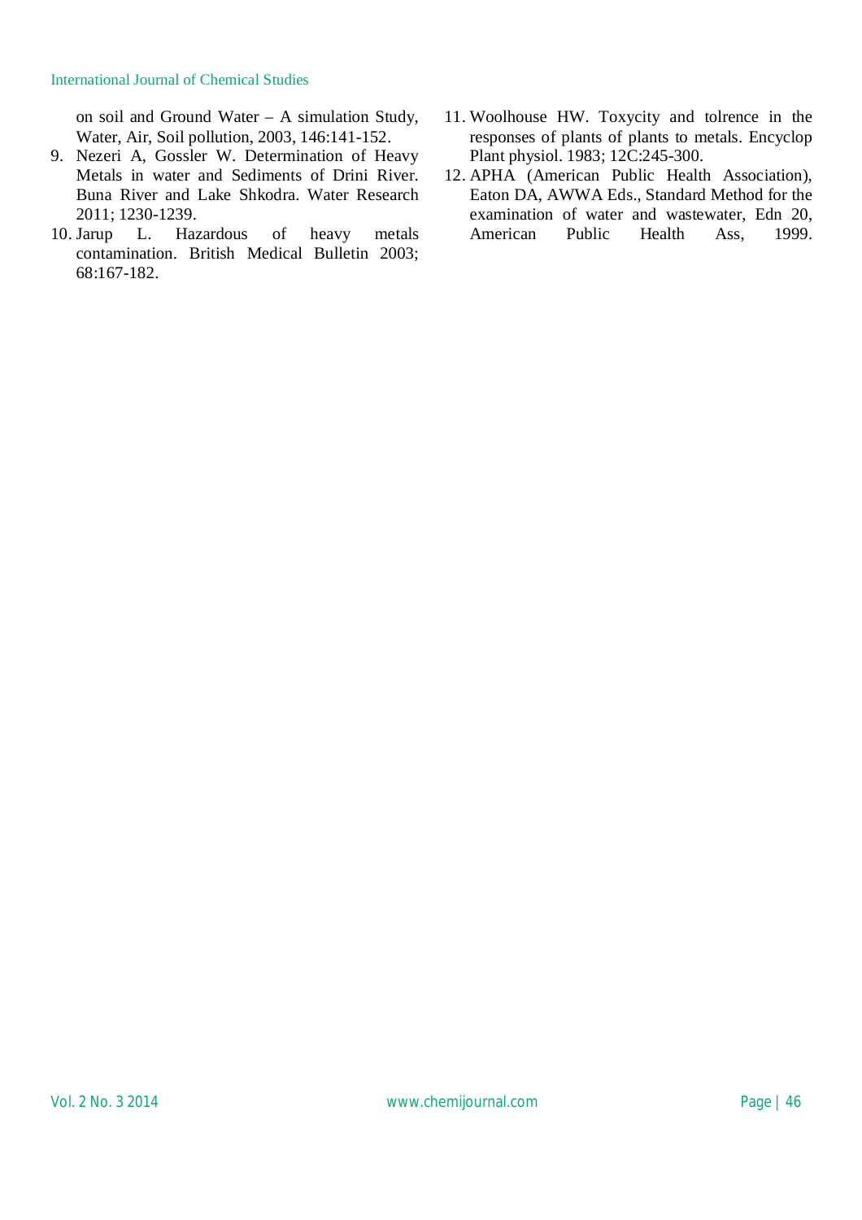on soil and Ground Water – A simulation Study, Water, Air, Soil pollution, 2003, 146:141-152.

9. Nezeri A, Gossler W. Determination of Heavy Metals in water and Sediments of Drini River. Buna River and Lake Shkodra. Water Research 2011; 1230-1239.
10. Jarup L. Hazardous of heavy metals contamination. British Medical Bulletin 2003; 68:167-182.
11. Woolhouse HW. Toxycity and tolrence in the responses of plants of plants to metals. Encyclop Plant physiol. 1983; 12C:245-300.
12. APHA (American Public Health Association), Eaton DA, AWWA Eds., Standard Method for the examination of water and wastewater, Edn 20, American Public Health Ass, 1999.